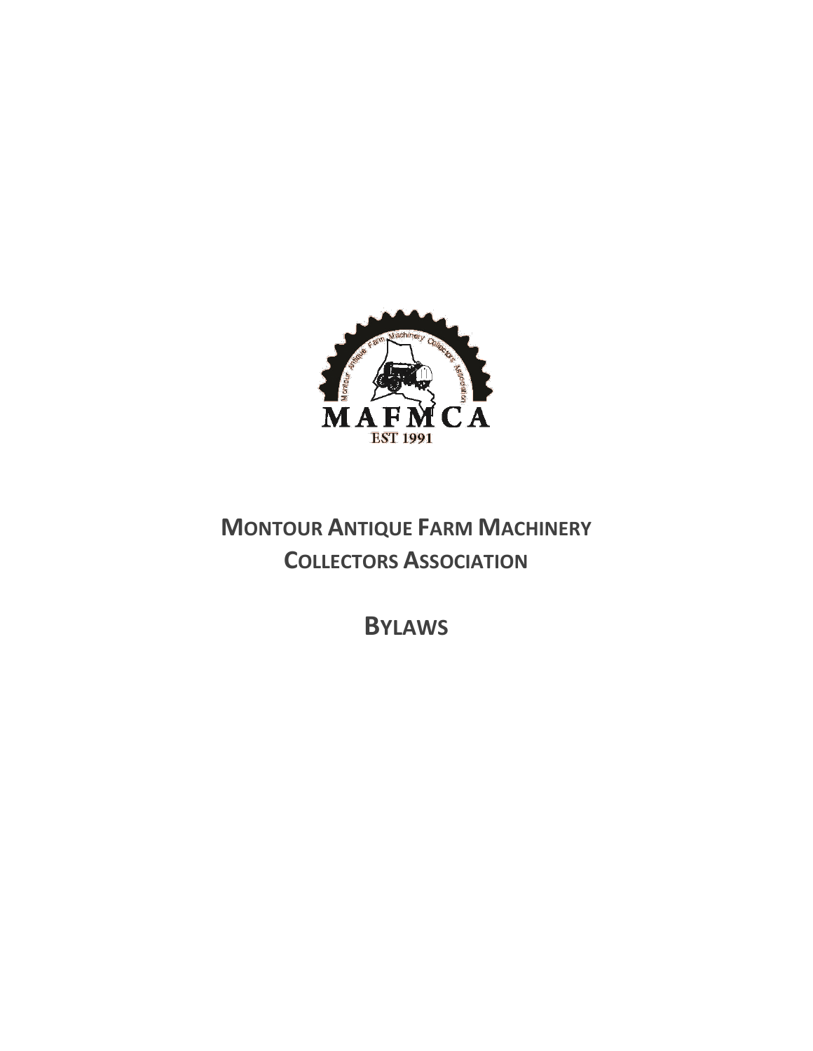# MONTOUR ANTIQUE FARM MACHINERY COLLECTORS ASSOCIATION

# BYLAWS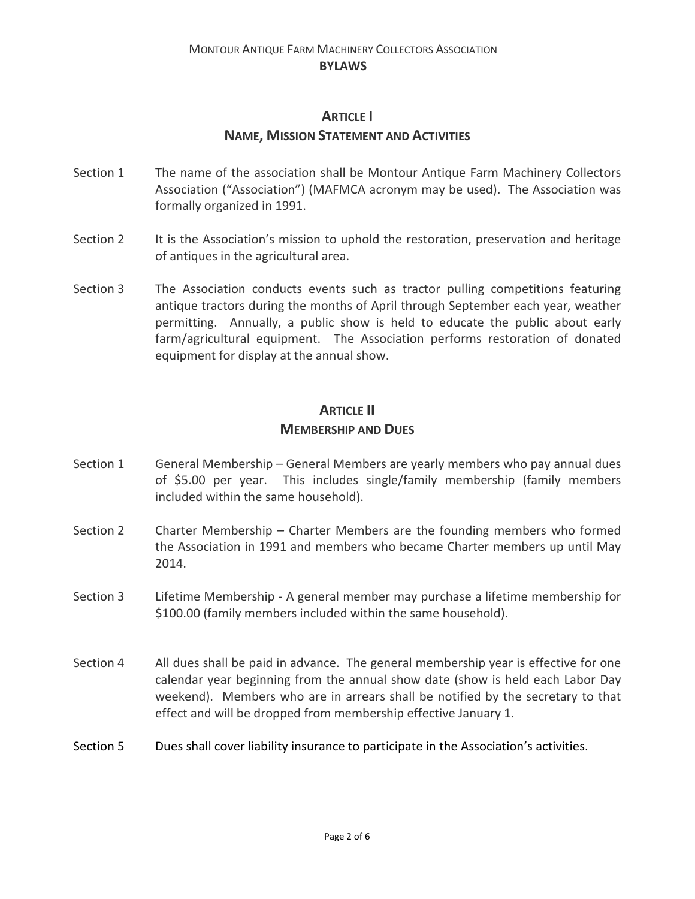MONTOUR ANTIQUE FARM MACHINERY COLLECTORS ASSOCIATION

**BYLAWS**

## ARTICLE I
## NAME, MISSION STATEMENT AND ACTIVITIES

Section 1 The name of the association shall be Montour Antique Farm Machinery Collectors Association ("Association") (MAFMCA acronym may be used). The Association was formally organized in 1991.

Section 2 It is the Association's mission to uphold the restoration, preservation and heritage of antiques in the agricultural area.

Section 3 The Association conducts events such as tractor pulling competitions featuring antique tractors during the months of April through September each year, weather permitting. Annually, a public show is held to educate the public about early farm/agricultural equipment. The Association performs restoration of donated equipment for display at the annual show.

## ARTICLE II
## MEMBERSHIP AND DUES

Section 1 General Membership – General Members are yearly members who pay annual dues of $5.00 per year. This includes single/family membership (family members included within the same household).

Section 2 Charter Membership – Charter Members are the founding members who formed the Association in 1991 and members who became Charter members up until May 2014.

Section 3 Lifetime Membership - A general member may purchase a lifetime membership for $100.00 (family members included within the same household).

Section 4 All dues shall be paid in advance. The general membership year is effective for one calendar year beginning from the annual show date (show is held each Labor Day weekend). Members who are in arrears shall be notified by the secretary to that effect and will be dropped from membership effective January 1.

Section 5 Dues shall cover liability insurance to participate in the Association's activities.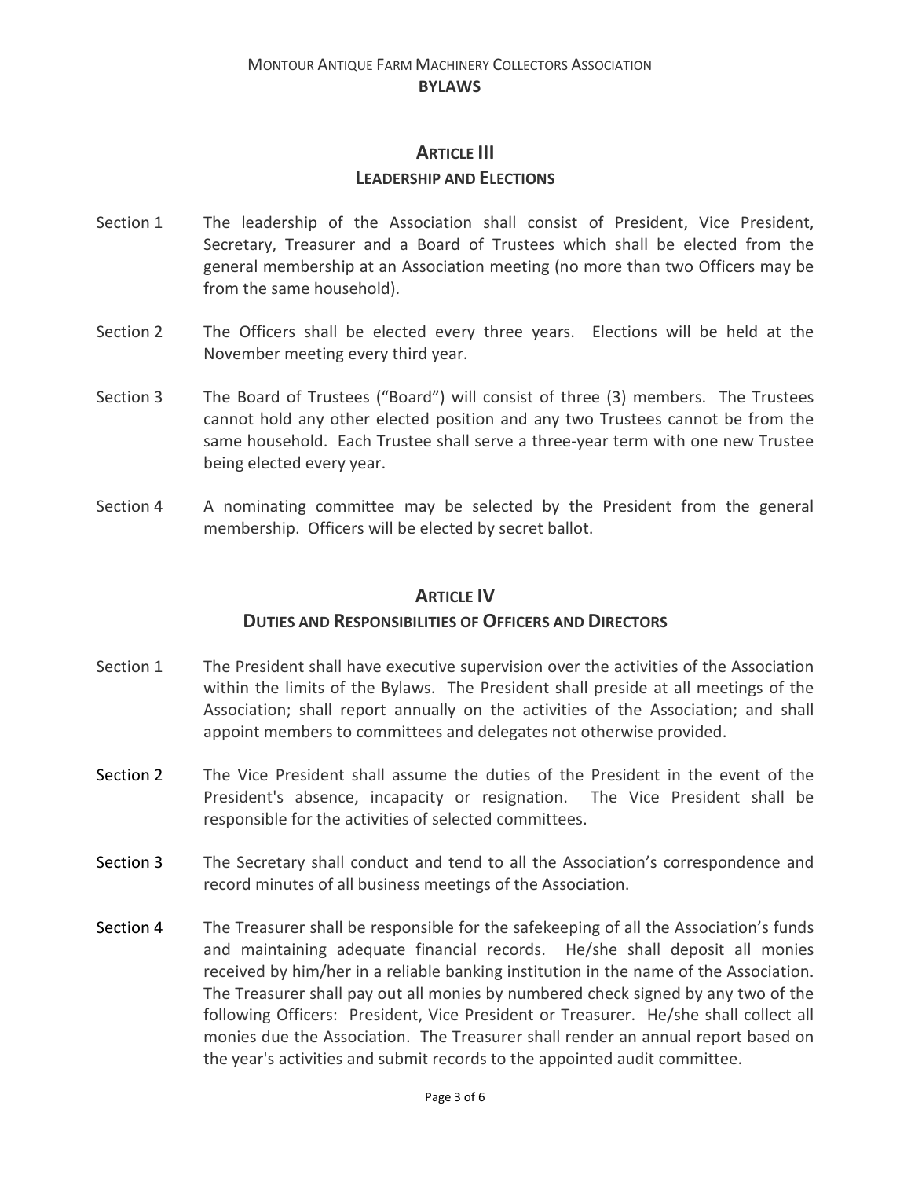## ARTICLE III
### LEADERSHIP AND ELECTIONS

Section 1 The leadership of the Association shall consist of President, Vice President, Secretary, Treasurer and a Board of Trustees which shall be elected from the general membership at an Association meeting (no more than two Officers may be from the same household).

Section 2 The Officers shall be elected every three years. Elections will be held at the November meeting every third year.

Section 3 The Board of Trustees ("Board") will consist of three (3) members. The Trustees cannot hold any other elected position and any two Trustees cannot be from the same household. Each Trustee shall serve a three-year term with one new Trustee being elected every year.

Section 4 A nominating committee may be selected by the President from the general membership. Officers will be elected by secret ballot.

## ARTICLE IV
### DUTIES AND RESPONSIBILITIES OF OFFICERS AND DIRECTORS

Section 1 The President shall have executive supervision over the activities of the Association within the limits of the Bylaws. The President shall preside at all meetings of the Association; shall report annually on the activities of the Association; and shall appoint members to committees and delegates not otherwise provided.

Section 2 The Vice President shall assume the duties of the President in the event of the President's absence, incapacity or resignation. The Vice President shall be responsible for the activities of selected committees.

Section 3 The Secretary shall conduct and tend to all the Association's correspondence and record minutes of all business meetings of the Association.

Section 4 The Treasurer shall be responsible for the safekeeping of all the Association's funds and maintaining adequate financial records. He/she shall deposit all monies received by him/her in a reliable banking institution in the name of the Association. The Treasurer shall pay out all monies by numbered check signed by any two of the following Officers: President, Vice President or Treasurer. He/she shall collect all monies due the Association. The Treasurer shall render an annual report based on the year's activities and submit records to the appointed audit committee.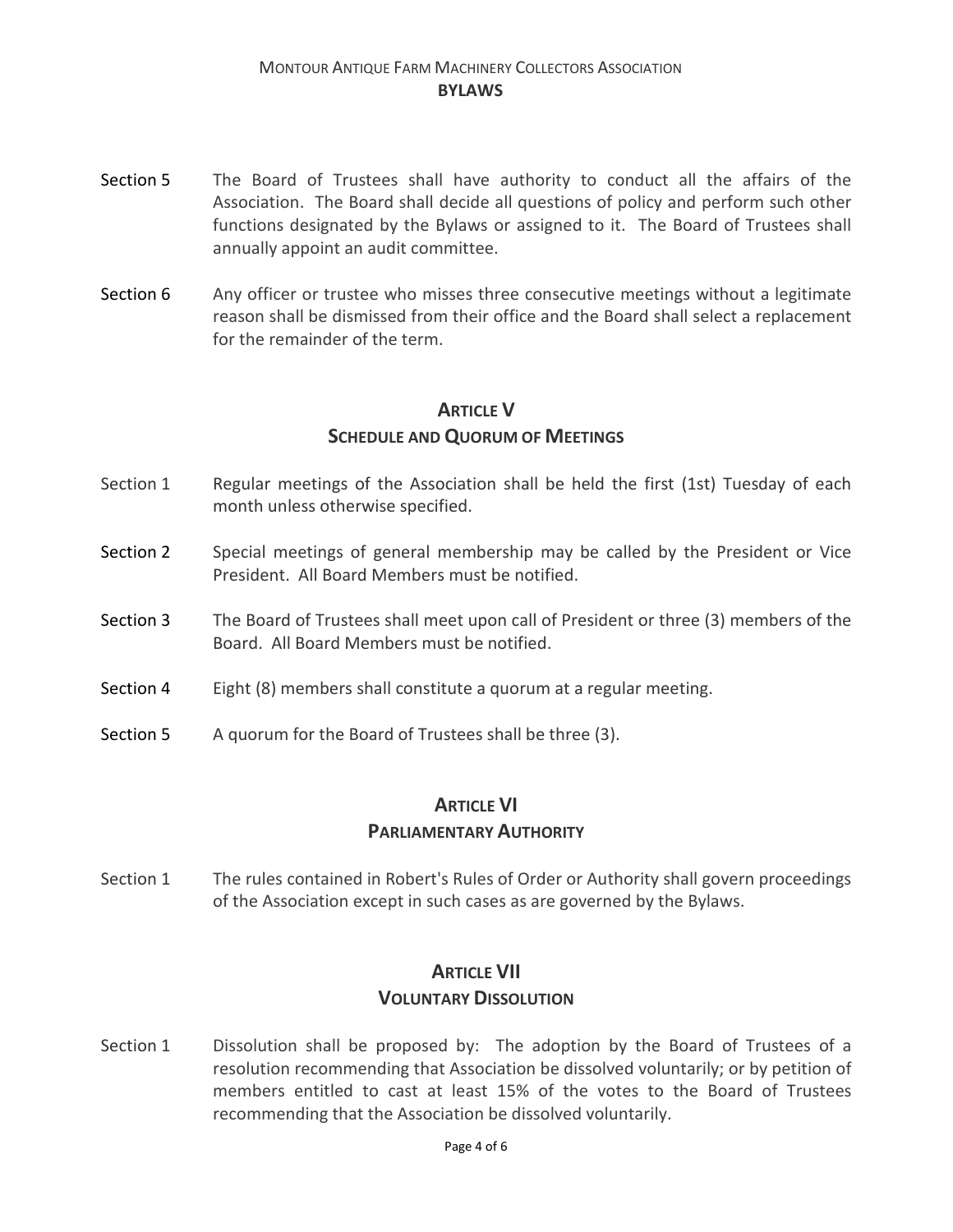Section 5 The Board of Trustees shall have authority to conduct all the affairs of the Association. The Board shall decide all questions of policy and perform such other functions designated by the Bylaws or assigned to it. The Board of Trustees shall annually appoint an audit committee.

Section 6 Any officer or trustee who misses three consecutive meetings without a legitimate reason shall be dismissed from their office and the Board shall select a replacement for the remainder of the term.

## ARTICLE V
## SCHEDULE AND QUORUM OF MEETINGS

Section 1 Regular meetings of the Association shall be held the first (1st) Tuesday of each month unless otherwise specified.

Section 2 Special meetings of general membership may be called by the President or Vice President. All Board Members must be notified.

Section 3 The Board of Trustees shall meet upon call of President or three (3) members of the Board. All Board Members must be notified.

Section 4 Eight (8) members shall constitute a quorum at a regular meeting.

Section 5 A quorum for the Board of Trustees shall be three (3).

## ARTICLE VI
## PARLIAMENTARY AUTHORITY

Section 1 The rules contained in Robert's Rules of Order or Authority shall govern proceedings of the Association except in such cases as are governed by the Bylaws.

## ARTICLE VII
## VOLUNTARY DISSOLUTION

Section 1 Dissolution shall be proposed by: The adoption by the Board of Trustees of a resolution recommending that Association be dissolved voluntarily; or by petition of members entitled to cast at least 15% of the votes to the Board of Trustees recommending that the Association be dissolved voluntarily.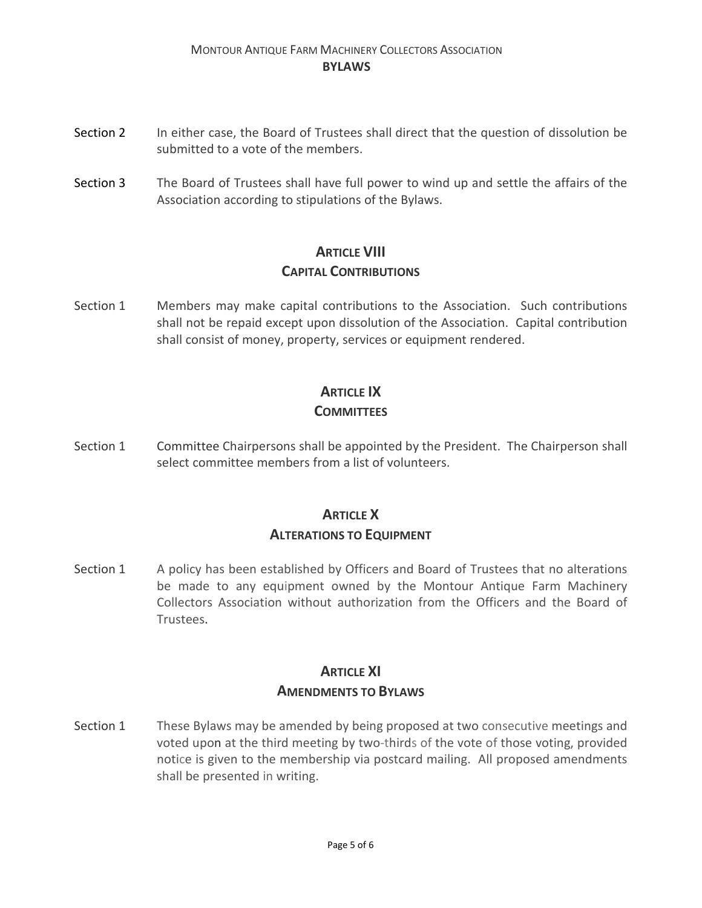Section 2 In either case, the Board of Trustees shall direct that the question of dissolution be submitted to a vote of the members.

Section 3 The Board of Trustees shall have full power to wind up and settle the affairs of the Association according to stipulations of the Bylaws.

## ARTICLE VIII
## CAPITAL CONTRIBUTIONS

Section 1 Members may make capital contributions to the Association. Such contributions shall not be repaid except upon dissolution of the Association. Capital contribution shall consist of money, property, services or equipment rendered.

## ARTICLE IX
## COMMITTEES

Section 1 Committee Chairpersons shall be appointed by the President. The Chairperson shall select committee members from a list of volunteers.

## ARTICLE X
## ALTERATIONS TO EQUIPMENT

Section 1 A policy has been established by Officers and Board of Trustees that no alterations be made to any equipment owned by the Montour Antique Farm Machinery Collectors Association without authorization from the Officers and the Board of Trustees.

## ARTICLE XI
## AMENDMENTS TO BYLAWS

Section 1 These Bylaws may be amended by being proposed at two consecutive meetings and voted upon at the third meeting by two-thirds of the vote of those voting, provided notice is given to the membership via postcard mailing. All proposed amendments shall be presented in writing.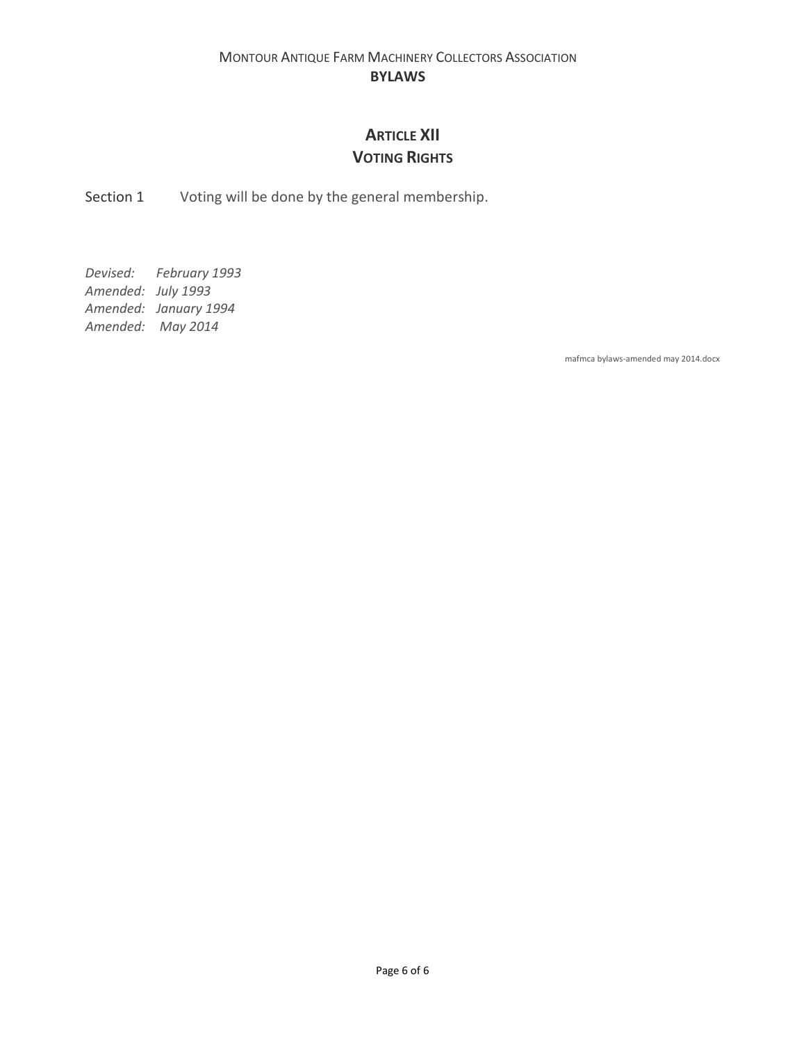## ARTICLE XII
## VOTING RIGHTS

Section 1 Voting will be done by the general membership.

*Devised: February 1993*
*Amended: July 1993*
*Amended: January 1994*
*Amended: May 2014*

mafmca bylaws-amended may 2014.docx